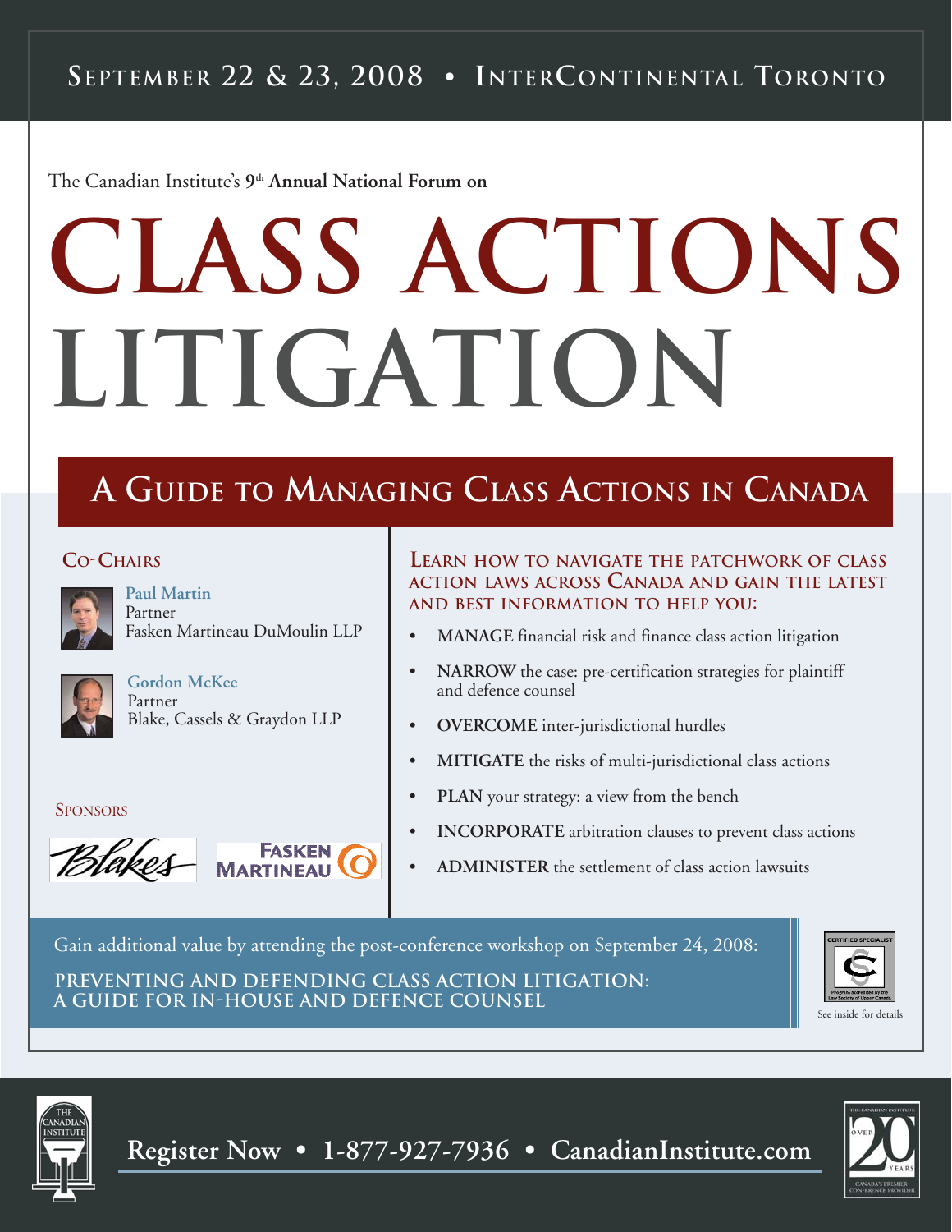**September 22 & 23, 2008 • InterContinental Toronto**

The Canadian Institute's 9th **Annual National Forum on**

# CLASS ACTIONS LITIGATION

## A Guide to Managing Class Actions in Canada

### Co-Chairs

**Paul Martin**
Partner
Fasken Martineau DuMoulin LLP

**Gordon McKee**
Partner
Blake, Cassels & Graydon LLP

### Sponsors

Blakes

Fasken Martineau

### Learn how to navigate the patchwork of class action laws across Canada and gain the latest and best information to help you:

- **MANAGE** financial risk and finance class action litigation
- **NARROW** the case: pre-certification strategies for plaintiff and defence counsel
- **OVERCOME** inter-jurisdictional hurdles
- **MITIGATE** the risks of multi-jurisdictional class actions
- **PLAN** your strategy: a view from the bench
- **INCORPORATE** arbitration clauses to prevent class actions
- **ADMINISTER** the settlement of class action lawsuits

Gain additional value by attending the post-conference workshop on September 24, 2008:

**PREVENTING AND DEFENDING CLASS ACTION LITIGATION: A GUIDE FOR IN-HOUSE AND DEFENCE COUNSEL**

Certified Specialist — Program accredited by the Law Society of Upper Canada.

See inside for details

**Register Now • 1-877-927-7936 • CanadianInstitute.com**

The Canadian Institute — Over 20 Years — Canada's Premier Conference Provider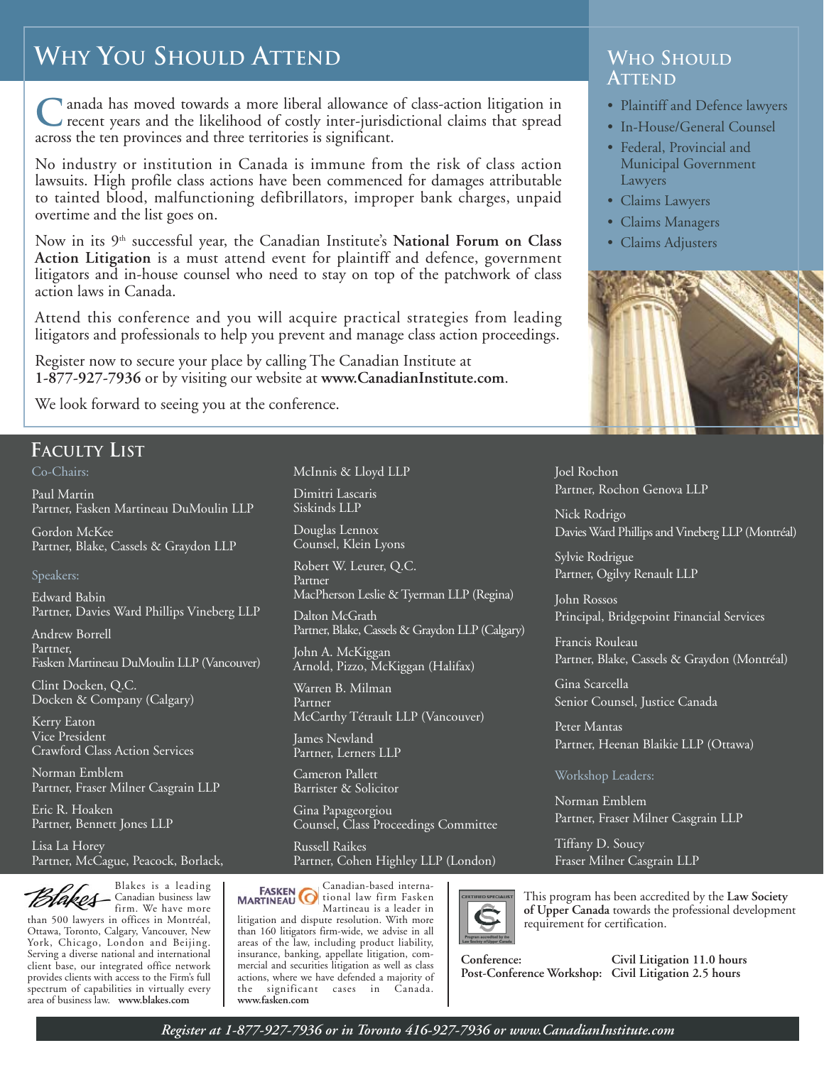## Why You Should Attend

Canada has moved towards a more liberal allowance of class-action litigation in recent years and the likelihood of costly inter-jurisdictional claims that spread across the ten provinces and three territories is significant.

No industry or institution in Canada is immune from the risk of class action lawsuits. High profile class actions have been commenced for damages attributable to tainted blood, malfunctioning defibrillators, improper bank charges, unpaid overtime and the list goes on.

Now in its 9th successful year, the Canadian Institute's **National Forum on Class Action Litigation** is a must attend event for plaintiff and defence, government litigators and in-house counsel who need to stay on top of the patchwork of class action laws in Canada.

Attend this conference and you will acquire practical strategies from leading litigators and professionals to help you prevent and manage class action proceedings.

Register now to secure your place by calling The Canadian Institute at **1-877-927-7936** or by visiting our website at **www.CanadianInstitute.com**.

We look forward to seeing you at the conference.

## Who Should Attend

- Plaintiff and Defence lawyers
- In-House/General Counsel
- Federal, Provincial and Municipal Government Lawyers
- Claims Lawyers
- Claims Managers
- Claims Adjusters

## Faculty List

Co-Chairs:

Paul Martin
Partner, Fasken Martineau DuMoulin LLP

Gordon McKee
Partner, Blake, Cassels & Graydon LLP

Speakers:

Edward Babin
Partner, Davies Ward Phillips Vineberg LLP

Andrew Borrell
Partner,
Fasken Martineau DuMoulin LLP (Vancouver)

Clint Docken, Q.C.
Docken & Company (Calgary)

Kerry Eaton
Vice President
Crawford Class Action Services

Norman Emblem
Partner, Fraser Milner Casgrain LLP

Eric R. Hoaken
Partner, Bennett Jones LLP

Lisa La Horey
Partner, McCague, Peacock, Borlack, McInnis & Lloyd LLP

Dimitri Lascaris
Siskinds LLP

Douglas Lennox
Counsel, Klein Lyons

Robert W. Leurer, Q.C.
Partner
MacPherson Leslie & Tyerman LLP (Regina)

Dalton McGrath
Partner, Blake, Cassels & Graydon LLP (Calgary)

John A. McKiggan
Arnold, Pizzo, McKiggan (Halifax)

Warren B. Milman
Partner
McCarthy Tétrault LLP (Vancouver)

James Newland
Partner, Lerners LLP

Cameron Pallett
Barrister & Solicitor

Gina Papageorgiou
Counsel, Class Proceedings Committee

Russell Raikes
Partner, Cohen Highley LLP (London)

Joel Rochon
Partner, Rochon Genova LLP

Nick Rodrigo
Davies Ward Phillips and Vineberg LLP (Montréal)

Sylvie Rodrigue
Partner, Ogilvy Renault LLP

John Rossos
Principal, Bridgepoint Financial Services

Francis Rouleau
Partner, Blake, Cassels & Graydon (Montréal)

Gina Scarcella
Senior Counsel, Justice Canada

Peter Mantas
Partner, Heenan Blaikie LLP (Ottawa)

Workshop Leaders:

Norman Emblem
Partner, Fraser Milner Casgrain LLP

Tiffany D. Soucy
Fraser Milner Casgrain LLP

Blakes is a leading Canadian business law firm. We have more than 500 lawyers in offices in Montréal, Ottawa, Toronto, Calgary, Vancouver, New York, Chicago, London and Beijing. Serving a diverse national and international client base, our integrated office network provides clients with access to the Firm's full spectrum of capabilities in virtually every area of business law. **www.blakes.com**

Canadian-based international law firm Fasken Martineau is a leader in litigation and dispute resolution. With more than 160 litigators firm-wide, we advise in all areas of the law, including product liability, insurance, banking, appellate litigation, commercial and securities litigation as well as class actions, where we have defended a majority of the significant cases in Canada. **www.fasken.com**

This program has been accredited by the **Law Society of Upper Canada** towards the professional development requirement for certification.

| | |
|---|---|
| **Conference:** | **Civil Litigation 11.0 hours** |
| **Post-Conference Workshop:** | **Civil Litigation 2.5 hours** |

***Register at 1-877-927-7936 or in Toronto 416-927-7936 or www.CanadianInstitute.com***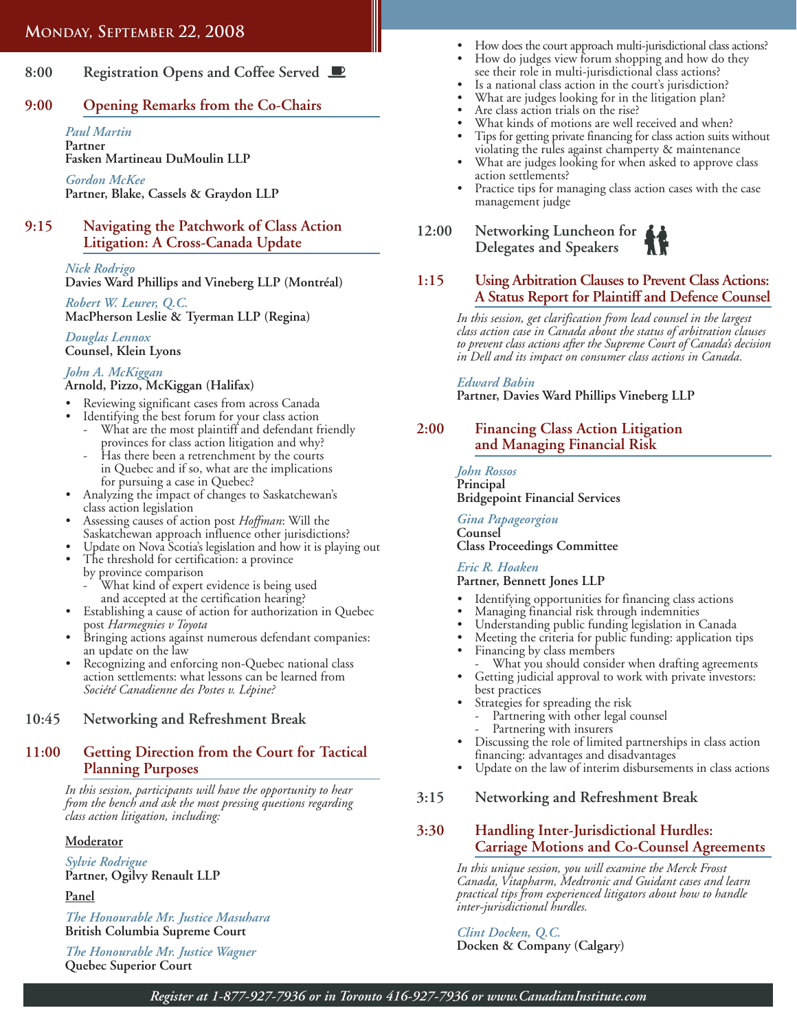## MONDAY, SEPTEMBER 22, 2008

**8:00** **Registration Opens and Coffee Served**

### 9:00 Opening Remarks from the Co-Chairs

*Paul Martin*
**Partner**
**Fasken Martineau DuMoulin LLP**

*Gordon McKee*
**Partner, Blake, Cassels & Graydon LLP**

### 9:15 Navigating the Patchwork of Class Action Litigation: A Cross-Canada Update

*Nick Rodrigo*
**Davies Ward Phillips and Vineberg LLP (Montréal)**

*Robert W. Leurer, Q.C.*
**MacPherson Leslie & Tyerman LLP (Regina)**

*Douglas Lennox*
**Counsel, Klein Lyons**

*John A. McKiggan*
**Arnold, Pizzo, McKiggan (Halifax)**

- Reviewing significant cases from across Canada
- Identifying the best forum for your class action
  - What are the most plaintiff and defendant friendly provinces for class action litigation and why?
  - Has there been a retrenchment by the courts in Quebec and if so, what are the implications for pursuing a case in Quebec?
- Analyzing the impact of changes to Saskatchewan's class action legislation
- Assessing causes of action post *Hoffman*: Will the Saskatchewan approach influence other jurisdictions?
- Update on Nova Scotia's legislation and how it is playing out
- The threshold for certification: a province by province comparison
  - What kind of expert evidence is being used and accepted at the certification hearing?
- Establishing a cause of action for authorization in Quebec post *Harmegnies v Toyota*
- Bringing actions against numerous defendant companies: an update on the law
- Recognizing and enforcing non-Quebec national class action settlements: what lessons can be learned from *Société Canadienne des Postes v. Lépine?*

**10:45** **Networking and Refreshment Break**

### 11:00 Getting Direction from the Court for Tactical Planning Purposes

*In this session, participants will have the opportunity to hear from the bench and ask the most pressing questions regarding class action litigation, including:*

**Moderator**

*Sylvie Rodrigue*
**Partner, Ogilvy Renault LLP**

**Panel**

*The Honourable Mr. Justice Masuhara*
**British Columbia Supreme Court**

*The Honourable Mr. Justice Wagner*
**Quebec Superior Court**

- How does the court approach multi-jurisdictional class actions?
- How do judges view forum shopping and how do they see their role in multi-jurisdictional class actions?
- Is a national class action in the court's jurisdiction?
- What are judges looking for in the litigation plan?
- Are class action trials on the rise?
- What kinds of motions are well received and when?
- Tips for getting private financing for class action suits without violating the rules against champerty & maintenance
- What are judges looking for when asked to approve class action settlements?
- Practice tips for managing class action cases with the case management judge

**12:00** **Networking Luncheon for Delegates and Speakers**

### 1:15 Using Arbitration Clauses to Prevent Class Actions: A Status Report for Plaintiff and Defence Counsel

*In this session, get clarification from lead counsel in the largest class action case in Canada about the status of arbitration clauses to prevent class actions after the Supreme Court of Canada's decision in Dell and its impact on consumer class actions in Canada.*

*Edward Babin*
**Partner, Davies Ward Phillips Vineberg LLP**

### 2:00 Financing Class Action Litigation and Managing Financial Risk

*John Rossos*
**Principal**
**Bridgepoint Financial Services**

*Gina Papageorgiou*
**Counsel**
**Class Proceedings Committee**

*Eric R. Hoaken*
**Partner, Bennett Jones LLP**

- Identifying opportunities for financing class actions
- Managing financial risk through indemnities
- Understanding public funding legislation in Canada
- Meeting the criteria for public funding: application tips
- Financing by class members
  - What you should consider when drafting agreements
- Getting judicial approval to work with private investors: best practices
- Strategies for spreading the risk
  - Partnering with other legal counsel
  - Partnering with insurers
- Discussing the role of limited partnerships in class action financing: advantages and disadvantages
- Update on the law of interim disbursements in class actions

**3:15** **Networking and Refreshment Break**

### 3:30 Handling Inter-Jurisdictional Hurdles: Carriage Motions and Co-Counsel Agreements

*In this unique session, you will examine the Merck Frosst Canada, Vitapharm, Medtronic and Guidant cases and learn practical tips from experienced litigators about how to handle inter-jurisdictional hurdles.*

*Clint Docken, Q.C.*
**Docken & Company (Calgary)**

*Register at 1-877-927-7936 or in Toronto 416-927-7936 or www.CanadianInstitute.com*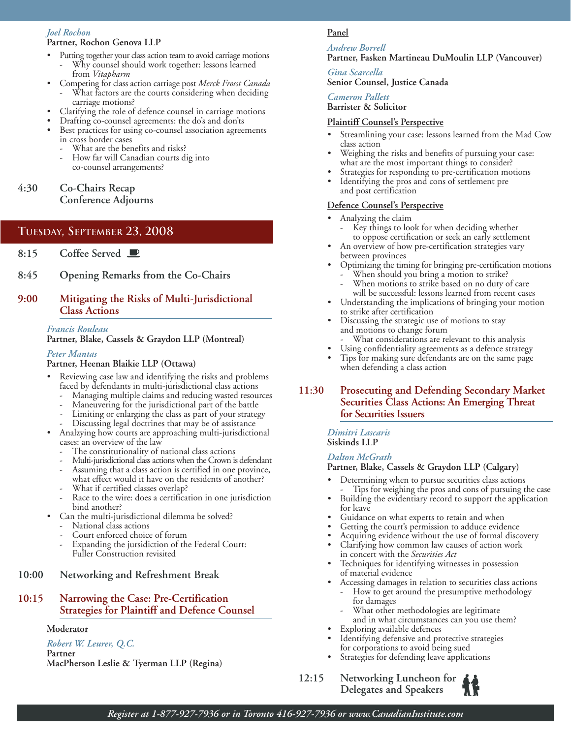*Joel Rochon*
**Partner, Rochon Genova LLP**

- Putting together your class action team to avoid carriage motions
  - Why counsel should work together: lessons learned from *Vitapharm*
- Competing for class action carriage post *Merck Frosst Canada*
  - What factors are the courts considering when deciding carriage motions?
- Clarifying the role of defence counsel in carriage motions
- Drafting co-counsel agreements: the do's and don'ts
- Best practices for using co-counsel association agreements in cross border cases
  - What are the benefits and risks?
  - How far will Canadian courts dig into co-counsel arrangements?

**4:30 Co-Chairs Recap**
**Conference Adjourns**

## Tuesday, September 23, 2008

**8:15 Coffee Served**

**8:45 Opening Remarks from the Co-Chairs**

### 9:00 Mitigating the Risks of Multi-Jurisdictional Class Actions

*Francis Rouleau*
**Partner, Blake, Cassels & Graydon LLP (Montreal)**

*Peter Mantas*
**Partner, Heenan Blaikie LLP (Ottawa)**

- Reviewing case law and identifying the risks and problems faced by defendants in multi-jurisdictional class actions
  - Managing multiple claims and reducing wasted resources
  - Maneuvering for the jurisdictional part of the battle
  - Limiting or enlarging the class as part of your strategy
  - Discussing legal doctrines that may be of assistance
- Analzying how courts are approaching multi-jurisdictional cases: an overview of the law
  - The constitutionality of national class actions
  - Multi-jurisdictional class actions when the Crown is defendant
  - Assuming that a class action is certified in one province, what effect would it have on the residents of another?
  - What if certified classes overlap?
  - Race to the wire: does a certification in one jurisdiction bind another?
- Can the multi-jurisdictional dilemma be solved?
  - National class actions
  - Court enforced choice of forum
  - Expanding the jurisdiction of the Federal Court: Fuller Construction revisited

**10:00 Networking and Refreshment Break**

### 10:15 Narrowing the Case: Pre-Certification Strategies for Plaintiff and Defence Counsel

**Moderator**

*Robert W. Leurer, Q.C.*
**Partner**
**MacPherson Leslie & Tyerman LLP (Regina)**

**Panel**

*Andrew Borrell*
**Partner, Fasken Martineau DuMoulin LLP (Vancouver)**

*Gina Scarcella*
**Senior Counsel, Justice Canada**

*Cameron Pallett*
**Barrister & Solicitor**

**Plaintiff Counsel's Perspective**

- Streamlining your case: lessons learned from the Mad Cow class action
- Weighing the risks and benefits of pursuing your case: what are the most important things to consider?
- Strategies for responding to pre-certification motions
- Identifying the pros and cons of settlement pre and post certification

**Defence Counsel's Perspective**

- Analyzing the claim
  - Key things to look for when deciding whether to oppose certification or seek an early settlement
- An overview of how pre-certification strategies vary between provinces
- Optimizing the timing for bringing pre-certification motions
  - When should you bring a motion to strike?
  - When motions to strike based on no duty of care will be successful: lessons learned from recent cases
- Understanding the implications of bringing your motion to strike after certification
- Discussing the strategic use of motions to stay and motions to change forum
  - What considerations are relevant to this analysis
- Using confidentiality agreements as a defence strategy
- Tips for making sure defendants are on the same page when defending a class action

### 11:30 Prosecuting and Defending Secondary Market Securities Class Actions: An Emerging Threat for Securities Issuers

*Dimitri Lascaris*
**Siskinds LLP**

*Dalton McGrath*
**Partner, Blake, Cassels & Graydon LLP (Calgary)**

- Determining when to pursue securities class actions
  - Tips for weighing the pros and cons of pursuing the case
- Building the evidentiary record to support the application for leave
- Guidance on what experts to retain and when
- Getting the court's permission to adduce evidence
- Acquiring evidence without the use of formal discovery
- Clarifying how common law causes of action work in concert with the *Securities Act*
- Techniques for identifying witnesses in possession of material evidence
- Accessing damages in relation to securities class actions
  - How to get around the presumptive methodology for damages
  - What other methodologies are legitimate and in what circumstances can you use them?
- Exploring available defences
- Identifying defensive and protective strategies for corporations to avoid being sued
- Strategies for defending leave applications

**12:15 Networking Luncheon for Delegates and Speakers**

*Register at 1-877-927-7936 or in Toronto 416-927-7936 or www.CanadianInstitute.com*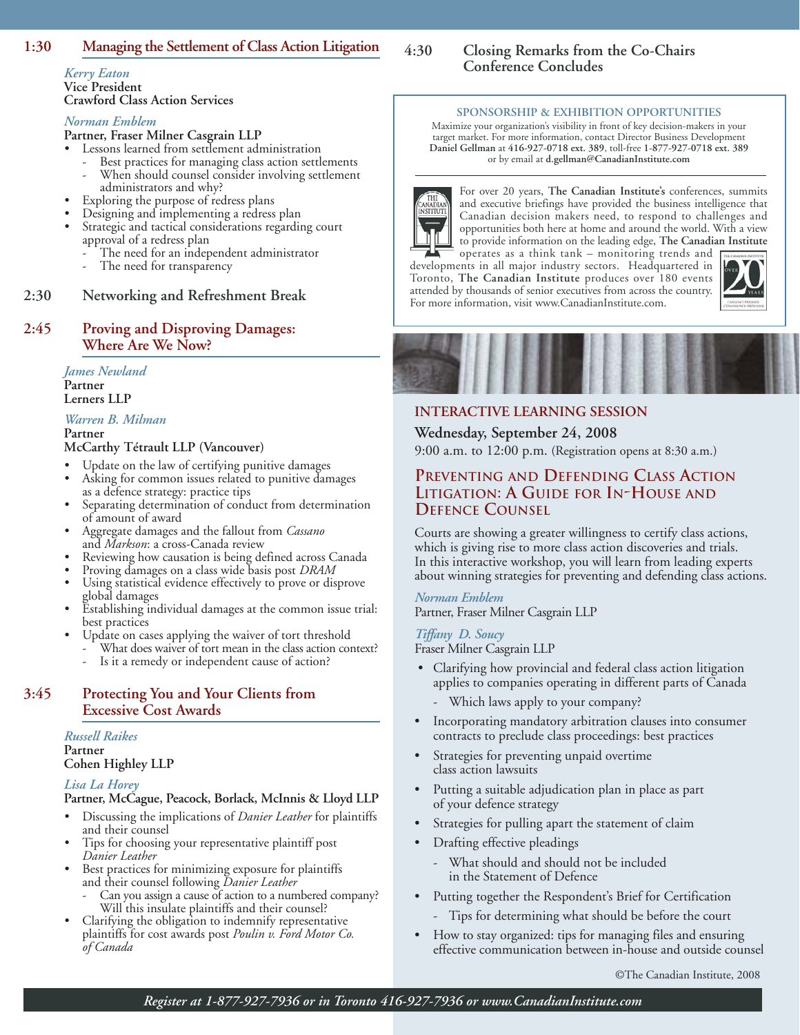## 1:30 Managing the Settlement of Class Action Litigation

*Kerry Eaton*
**Vice President**
**Crawford Class Action Services**

*Norman Emblem*
**Partner, Fraser Milner Casgrain LLP**

- Lessons learned from settlement administration
  - Best practices for managing class action settlements
  - When should counsel consider involving settlement administrators and why?
- Exploring the purpose of redress plans
- Designing and implementing a redress plan
- Strategic and tactical considerations regarding court approval of a redress plan
  - The need for an independent administrator
  - The need for transparency

## 2:30 Networking and Refreshment Break

## 2:45 Proving and Disproving Damages: Where Are We Now?

*James Newland*
**Partner**
**Lerners LLP**

*Warren B. Milman*
**Partner**
**McCarthy Tétrault LLP (Vancouver)**

- Update on the law of certifying punitive damages
- Asking for common issues related to punitive damages as a defence strategy: practice tips
- Separating determination of conduct from determination of amount of award
- Aggregate damages and the fallout from *Cassano* and *Markson*: a cross-Canada review
- Reviewing how causation is being defined across Canada
- Proving damages on a class wide basis post *DRAM*
- Using statistical evidence effectively to prove or disprove global damages
- Establishing individual damages at the common issue trial: best practices
- Update on cases applying the waiver of tort threshold
  - What does waiver of tort mean in the class action context?
  - Is it a remedy or independent cause of action?

## 3:45 Protecting You and Your Clients from Excessive Cost Awards

*Russell Raikes*
**Partner**
**Cohen Highley LLP**

*Lisa La Horey*
**Partner, McCague, Peacock, Borlack, McInnis & Lloyd LLP**

- Discussing the implications of *Danier Leather* for plaintiffs and their counsel
- Tips for choosing your representative plaintiff post *Danier Leather*
- Best practices for minimizing exposure for plaintiffs and their counsel following *Danier Leather*
  - Can you assign a cause of action to a numbered company? Will this insulate plaintiffs and their counsel?
- Clarifying the obligation to indemnify representative plaintiffs for cost awards post *Poulin v. Ford Motor Co. of Canada*

## 4:30 Closing Remarks from the Co-Chairs Conference Concludes

### SPONSORSHIP & EXHIBITION OPPORTUNITIES

Maximize your organization's visibility in front of key decision-makers in your target market. For more information, contact Director Business Development **Daniel Gellman** at **416-927-0718 ext. 389**, toll-free **1-877-927-0718 ext. 389** or by email at **d.gellman@CanadianInstitute.com**

For over 20 years, **The Canadian Institute's** conferences, summits and executive briefings have provided the business intelligence that Canadian decision makers need, to respond to challenges and opportunities both here at home and around the world. With a view to provide information on the leading edge, **The Canadian Institute** operates as a think tank – monitoring trends and developments in all major industry sectors. Headquartered in Toronto, **The Canadian Institute** produces over 180 events attended by thousands of senior executives from across the country. For more information, visit www.CanadianInstitute.com.

### INTERACTIVE LEARNING SESSION

**Wednesday, September 24, 2008**
9:00 a.m. to 12:00 p.m. (Registration opens at 8:30 a.m.)

## Preventing and Defending Class Action Litigation: A Guide for In-House and Defence Counsel

Courts are showing a greater willingness to certify class actions, which is giving rise to more class action discoveries and trials. In this interactive workshop, you will learn from leading experts about winning strategies for preventing and defending class actions.

*Norman Emblem*
Partner, Fraser Milner Casgrain LLP

*Tiffany D. Soucy*
Fraser Milner Casgrain LLP

- Clarifying how provincial and federal class action litigation applies to companies operating in different parts of Canada
  - Which laws apply to your company?
- Incorporating mandatory arbitration clauses into consumer contracts to preclude class proceedings: best practices
- Strategies for preventing unpaid overtime class action lawsuits
- Putting a suitable adjudication plan in place as part of your defence strategy
- Strategies for pulling apart the statement of claim
- Drafting effective pleadings
  - What should and should not be included in the Statement of Defence
- Putting together the Respondent's Brief for Certification
  - Tips for determining what should be before the court
- How to stay organized: tips for managing files and ensuring effective communication between in-house and outside counsel

©The Canadian Institute, 2008

*Register at 1-877-927-7936 or in Toronto 416-927-7936 or www.CanadianInstitute.com*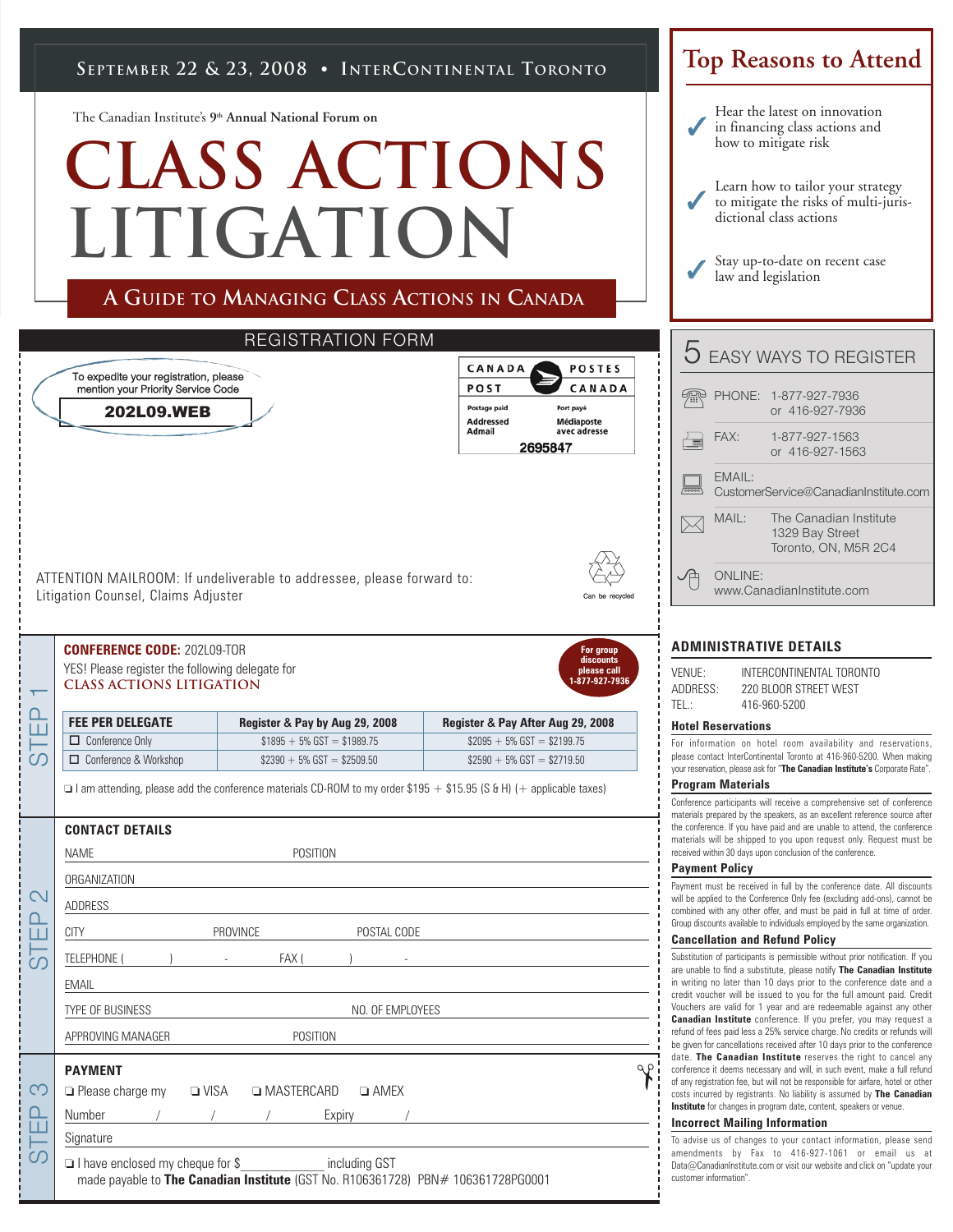**SEPTEMBER 22 & 23, 2008 • INTERCONTINENTAL TORONTO**

The Canadian Institute's 9th Annual National Forum on

# CLASS ACTIONS LITIGATION

## A GUIDE TO MANAGING CLASS ACTIONS IN CANADA

## REGISTRATION FORM

To expedite your registration, please mention your Priority Service Code

**202L09.WEB**

CANADA POST / POSTES CANADA
Postage paid / Port payé
Addressed Admail / Médiaposte avec adresse
2695847

ATTENTION MAILROOM: If undeliverable to addressee, please forward to:
Litigation Counsel, Claims Adjuster

Can be recycled

### STEP 1

**CONFERENCE CODE:** 202L09-TOR

YES! Please register the following delegate for **CLASS ACTIONS LITIGATION**

For group discounts please call 1-877-927-7936

| FEE PER DELEGATE | Register & Pay by Aug 29, 2008 | Register & Pay After Aug 29, 2008 |
|---|---|---|
| ☐ Conference Only | $1895 + 5% GST = $1989.75 | $2095 + 5% GST = $2199.75 |
| ☐ Conference & Workshop | $2390 + 5% GST = $2509.50 | $2590 + 5% GST = $2719.50 |

❑ I am attending, please add the conference materials CD-ROM to my order $195 + $15.95 (S & H) (+ applicable taxes)

### STEP 2

**CONTACT DETAILS**

NAME ________ POSITION ________

ORGANIZATION ________

ADDRESS ________

CITY ________ PROVINCE ________ POSTAL CODE ________

TELEPHONE ( ) - FAX ( ) -

EMAIL ________

TYPE OF BUSINESS ________ NO. OF EMPLOYEES ________

APPROVING MANAGER ________ POSITION ________

### STEP 3

**PAYMENT**

❑ Please charge my ❑ VISA ❑ MASTERCARD ❑ AMEX

Number / / / Expiry /

Signature

❑ I have enclosed my cheque for $____________ including GST made payable to **The Canadian Institute** (GST No. R106361728) PBN# 106361728PG0001

## Top Reasons to Attend

- Hear the latest on innovation in financing class actions and how to mitigate risk
- Learn how to tailor your strategy to mitigate the risks of multi-jurisdictional class actions
- Stay up-to-date on recent case law and legislation

## 5 EASY WAYS TO REGISTER

PHONE: 1-877-927-7936 or 416-927-7936

FAX: 1-877-927-1563 or 416-927-1563

EMAIL: CustomerService@CanadianInstitute.com

MAIL: The Canadian Institute, 1329 Bay Street, Toronto, ON, M5R 2C4

ONLINE: www.CanadianInstitute.com

## ADMINISTRATIVE DETAILS

VENUE: INTERCONTINENTAL TORONTO
ADDRESS: 220 BLOOR STREET WEST
TEL.: 416-960-5200

**Hotel Reservations**

For information on hotel room availability and reservations, please contact InterContinental Toronto at 416-960-5200. When making your reservation, please ask for "**The Canadian Institute's** Corporate Rate".

**Program Materials**

Conference participants will receive a comprehensive set of conference materials prepared by the speakers, as an excellent reference source after the conference. If you have paid and are unable to attend, the conference materials will be shipped to you upon request only. Request must be received within 30 days upon conclusion of the conference.

**Payment Policy**

Payment must be received in full by the conference date. All discounts will be applied to the Conference Only fee (excluding add-ons), cannot be combined with any other offer, and must be paid in full at time of order. Group discounts available to individuals employed by the same organization.

**Cancellation and Refund Policy**

Substitution of participants is permissible without prior notification. If you are unable to find a substitute, please notify **The Canadian Institute** in writing no later than 10 days prior to the conference date and a credit voucher will be issued to you for the full amount paid. Credit Vouchers are valid for 1 year and are redeemable against any other **Canadian Institute** conference. If you prefer, you may request a refund of fees paid less a 25% service charge. No credits or refunds will be given for cancellations received after 10 days prior to the conference date. **The Canadian Institute** reserves the right to cancel any conference it deems necessary and will, in such event, make a full refund of any registration fee, but will not be responsible for airfare, hotel or other costs incurred by registrants. No liability is assumed by **The Canadian Institute** for changes in program date, content, speakers or venue.

**Incorrect Mailing Information**

To advise us of changes to your contact information, please send amendments by Fax to 416-927-1061 or email us at Data@CanadianInstitute.com or visit our website and click on "update your customer information".